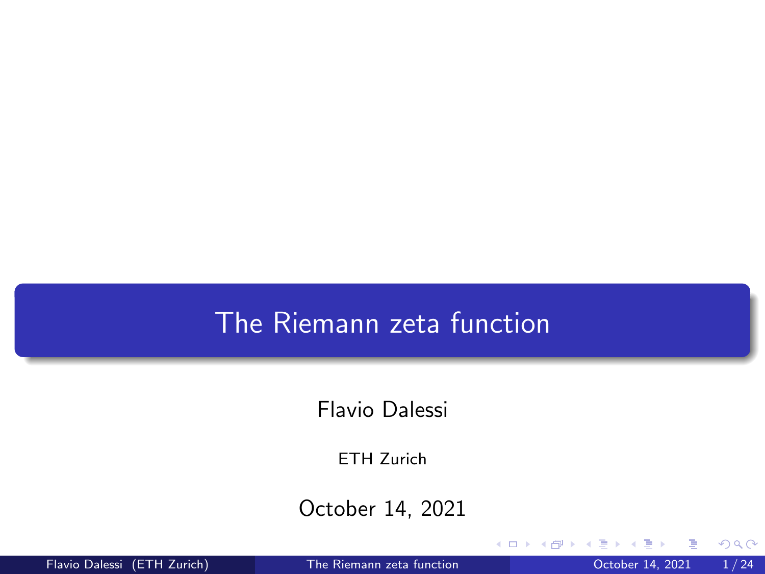# The Riemann zeta function

Flavio Dalessi

ETH Zurich

October 14, 2021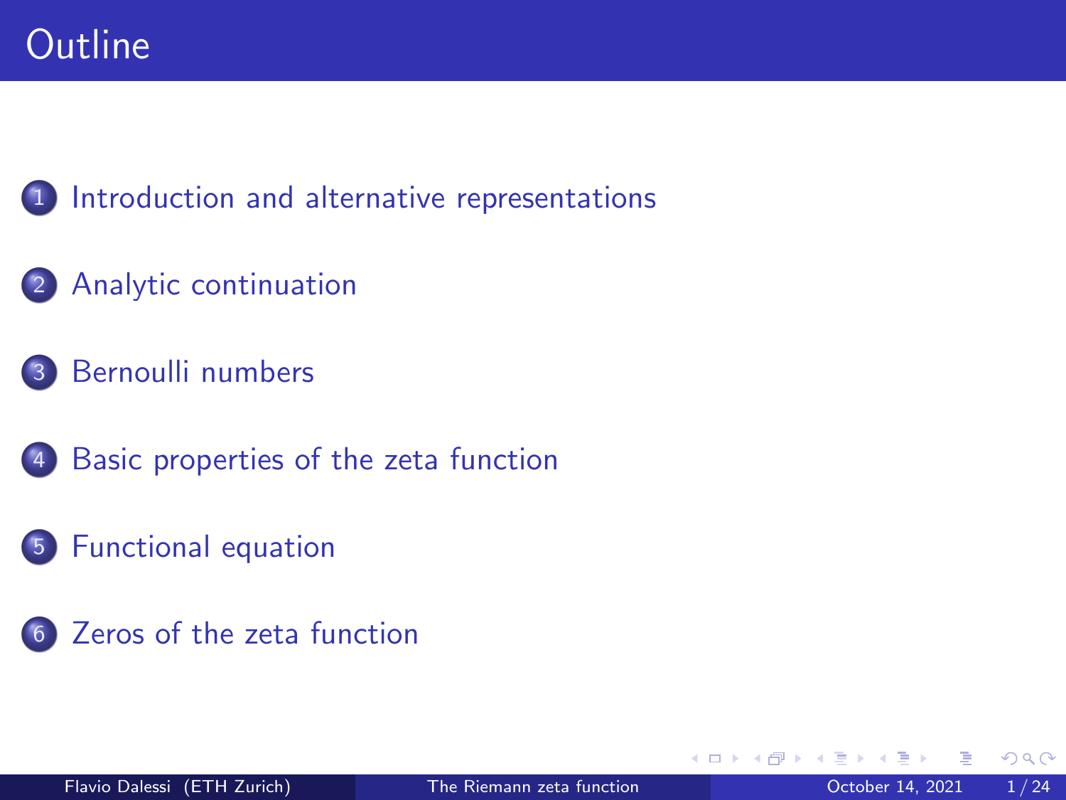# Outline

1. Introduction and alternative representations
2. Analytic continuation
3. Bernoulli numbers
4. Basic properties of the zeta function
5. Functional equation
6. Zeros of the zeta function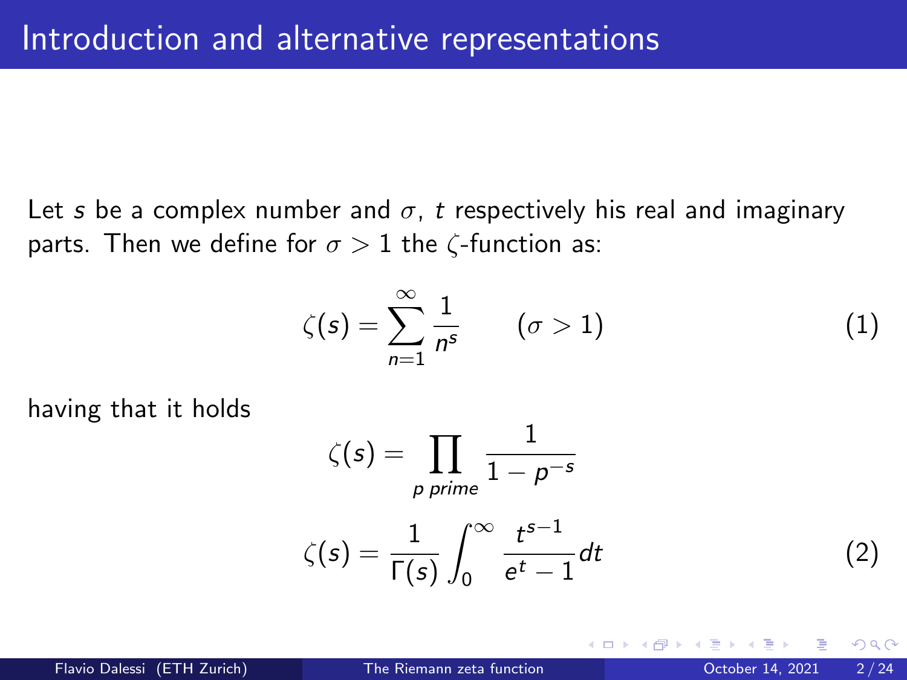# Introduction and alternative representations

Let $s$ be a complex number and $\sigma$, $t$ respectively his real and imaginary parts. Then we define for $\sigma > 1$ the $\zeta$-function as:

$$\zeta(s) = \sum_{n=1}^{\infty} \frac{1}{n^s} \qquad (\sigma > 1) \tag{1}$$

having that it holds

$$\zeta(s) = \prod_{p \ prime} \frac{1}{1 - p^{-s}}$$

$$\zeta(s) = \frac{1}{\Gamma(s)} \int_0^{\infty} \frac{t^{s-1}}{e^t - 1} dt \tag{2}$$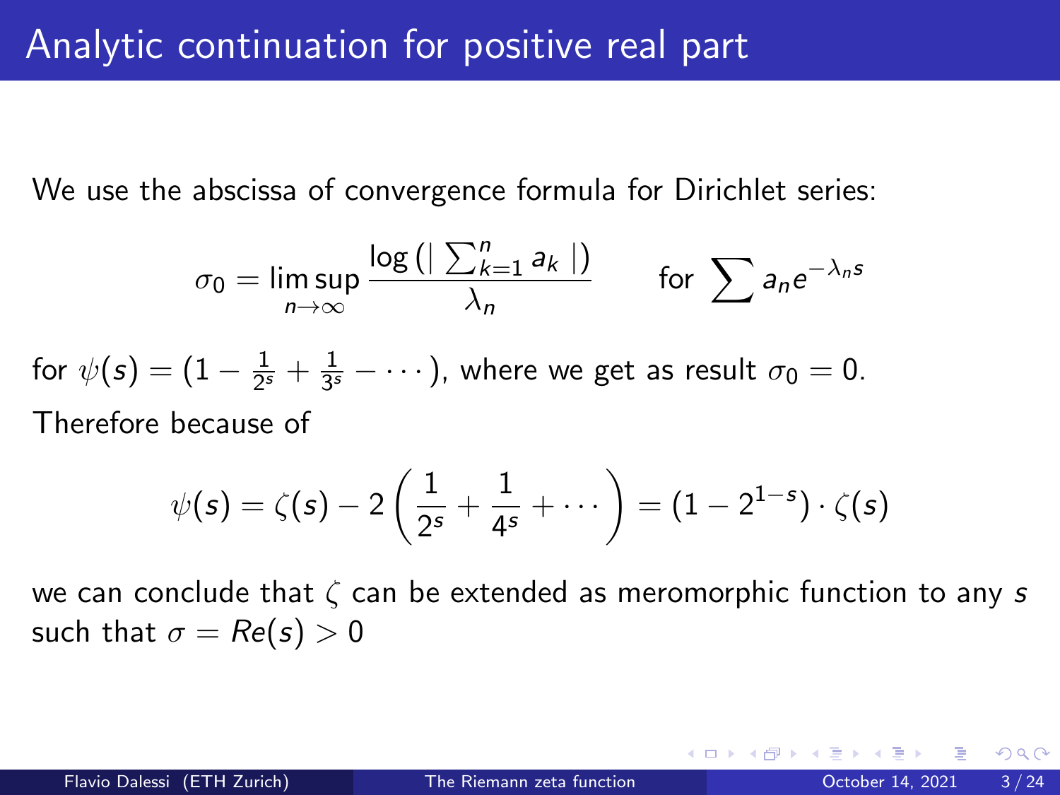# Analytic continuation for positive real part

We use the abscissa of convergence formula for Dirichlet series:

$$\sigma_0 = \limsup_{n\to\infty} \frac{\log\left(\left| \sum_{k=1}^{n} a_k \right|\right)}{\lambda_n} \qquad \text{for } \sum a_n e^{-\lambda_n s}$$

for $\psi(s) = (1 - \frac{1}{2^s} + \frac{1}{3^s} - \cdots)$, where we get as result $\sigma_0 = 0$.

Therefore because of

$$\psi(s) = \zeta(s) - 2\left(\frac{1}{2^s} + \frac{1}{4^s} + \cdots\right) = (1 - 2^{1-s}) \cdot \zeta(s)$$

we can conclude that $\zeta$ can be extended as meromorphic function to any $s$ such that $\sigma = Re(s) > 0$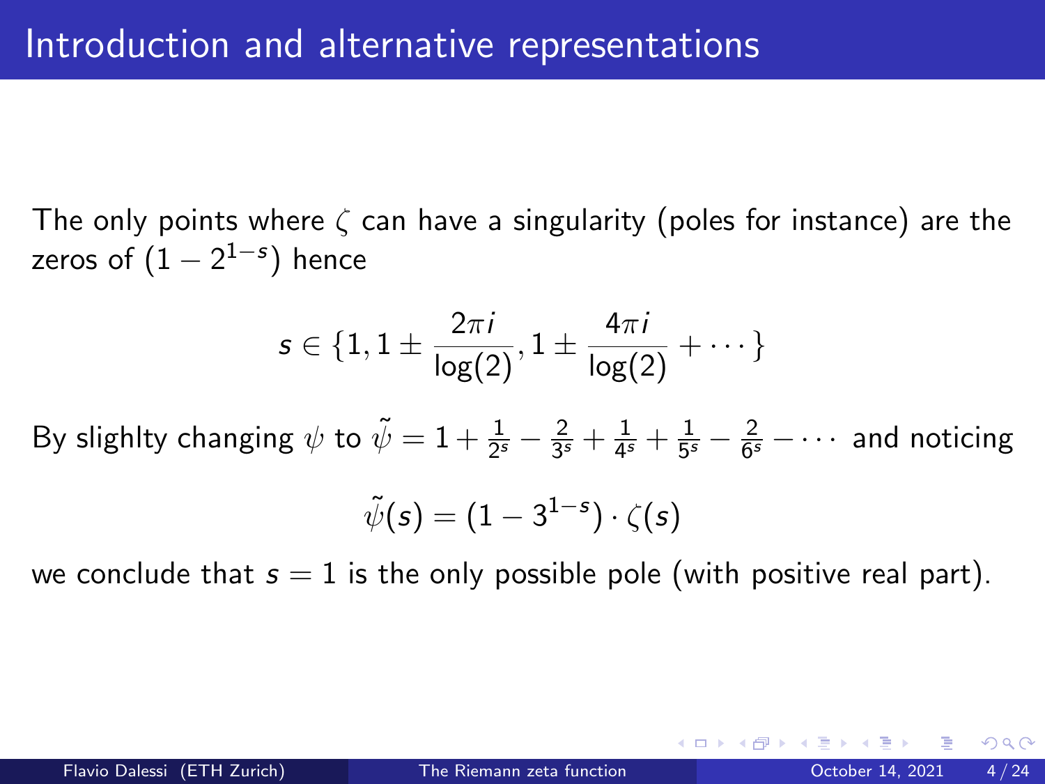# Introduction and alternative representations

The only points where $\zeta$ can have a singularity (poles for instance) are the zeros of $(1 - 2^{1-s})$ hence

$$s \in \{1, 1 \pm \frac{2\pi i}{\log(2)}, 1 \pm \frac{4\pi i}{\log(2)} + \cdots\}$$

By slighlty changing $\psi$ to $\tilde{\psi} = 1 + \frac{1}{2^s} - \frac{2}{3^s} + \frac{1}{4^s} + \frac{1}{5^s} - \frac{2}{6^s} - \cdots$ and noticing

$$\tilde{\psi}(s) = (1 - 3^{1-s}) \cdot \zeta(s)$$

we conclude that $s = 1$ is the only possible pole (with positive real part).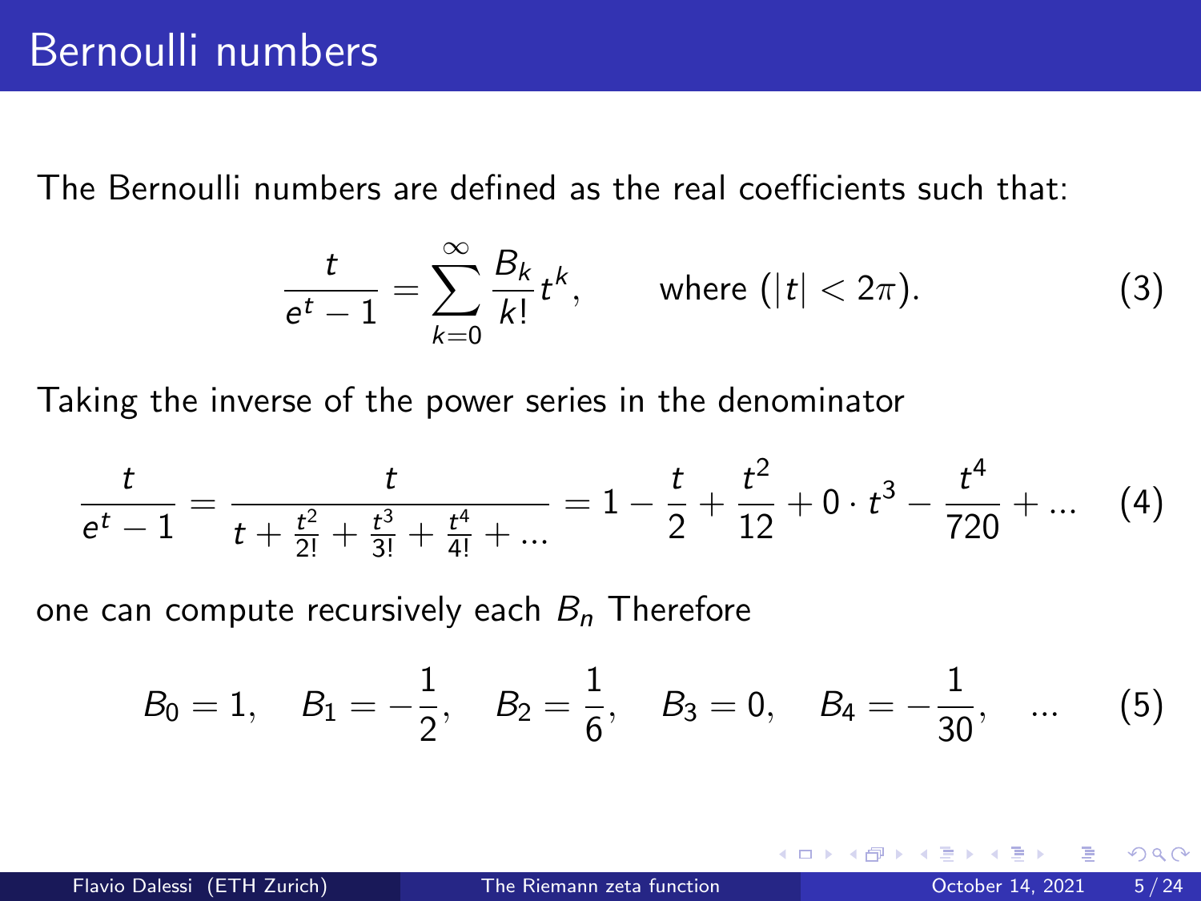# Bernoulli numbers

The Bernoulli numbers are defined as the real coefficients such that:

$$\frac{t}{e^t - 1} = \sum_{k=0}^{\infty} \frac{B_k}{k!} t^k, \qquad \text{where } (|t| < 2\pi). \tag{3}$$

Taking the inverse of the power series in the denominator

$$\frac{t}{e^t - 1} = \frac{t}{t + \frac{t^2}{2!} + \frac{t^3}{3!} + \frac{t^4}{4!} + \dots} = 1 - \frac{t}{2} + \frac{t^2}{12} + 0 \cdot t^3 - \frac{t^4}{720} + \dots \tag{4}$$

one can compute recursively each $B_n$ Therefore

$$B_0 = 1, \quad B_1 = -\frac{1}{2}, \quad B_2 = \frac{1}{6}, \quad B_3 = 0, \quad B_4 = -\frac{1}{30}, \quad \dots \tag{5}$$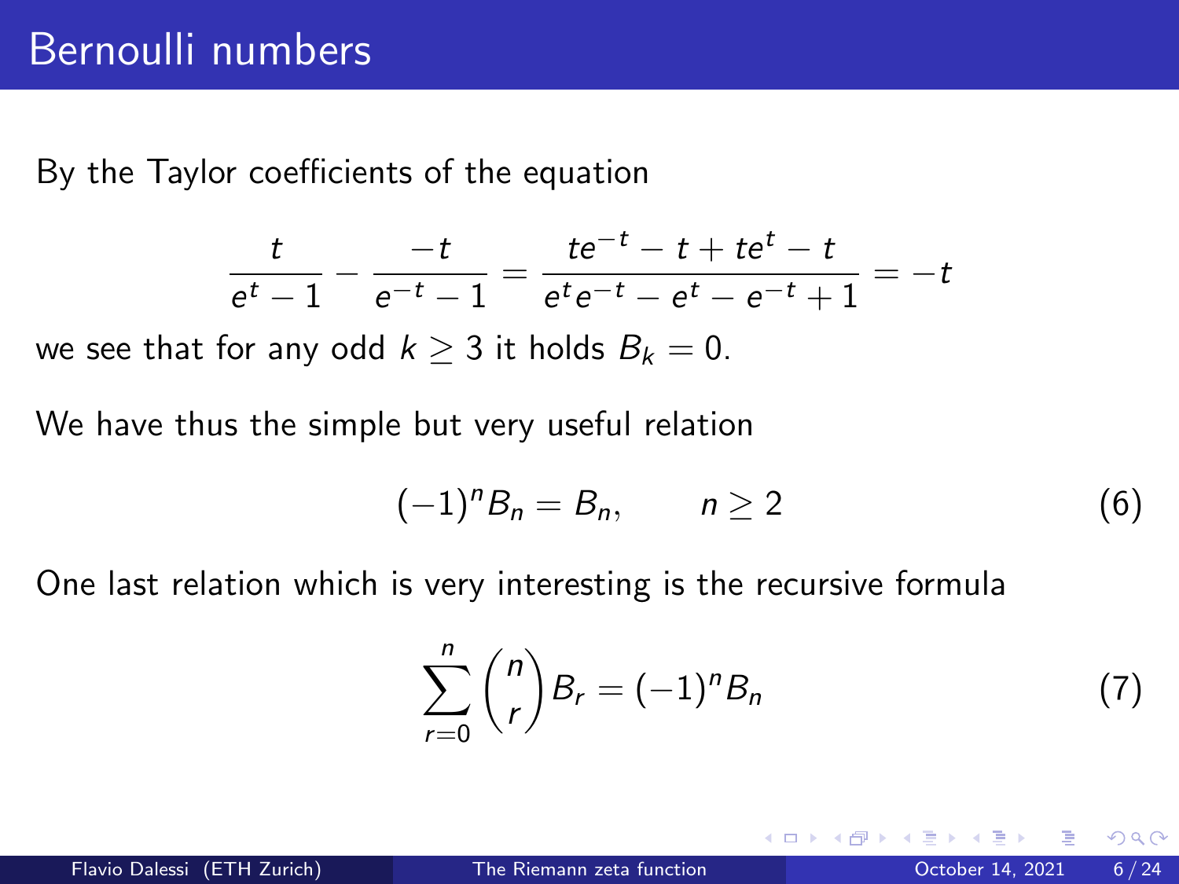# Bernoulli numbers

By the Taylor coefficients of the equation

$$\frac{t}{e^t - 1} - \frac{-t}{e^{-t} - 1} = \frac{te^{-t} - t + te^t - t}{e^t e^{-t} - e^t - e^{-t} + 1} = -t$$

we see that for any odd $k \geq 3$ it holds $B_k = 0$.

We have thus the simple but very useful relation

$$(-1)^n B_n = B_n, \qquad n \geq 2 \tag{6}$$

One last relation which is very interesting is the recursive formula

$$\sum_{r=0}^{n} \binom{n}{r} B_r = (-1)^n B_n \tag{7}$$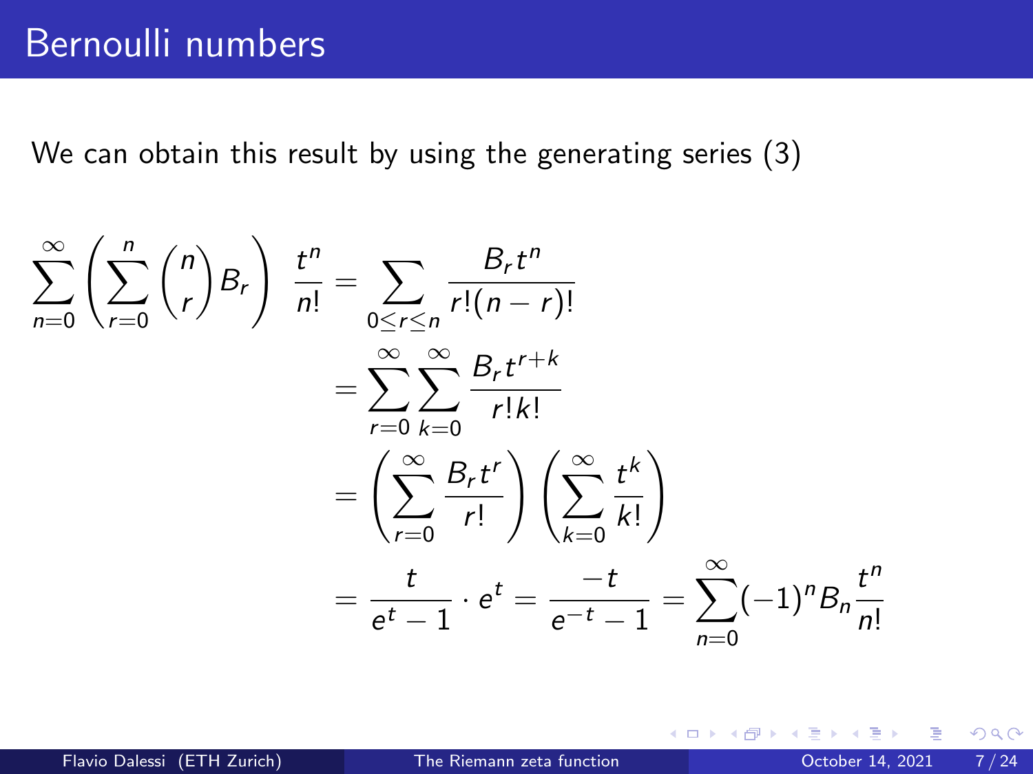# Bernoulli numbers

We can obtain this result by using the generating series (3)

$$
\begin{aligned}
\sum_{n=0}^{\infty} \left( \sum_{r=0}^{n} \binom{n}{r} B_r \right) \frac{t^n}{n!} &= \sum_{0 \le r \le n} \frac{B_r t^n}{r!(n-r)!} \\
&= \sum_{r=0}^{\infty} \sum_{k=0}^{\infty} \frac{B_r t^{r+k}}{r!k!} \\
&= \left( \sum_{r=0}^{\infty} \frac{B_r t^r}{r!} \right) \left( \sum_{k=0}^{\infty} \frac{t^k}{k!} \right) \\
&= \frac{t}{e^t - 1} \cdot e^t = \frac{-t}{e^{-t} - 1} = \sum_{n=0}^{\infty} (-1)^n B_n \frac{t^n}{n!}
\end{aligned}
$$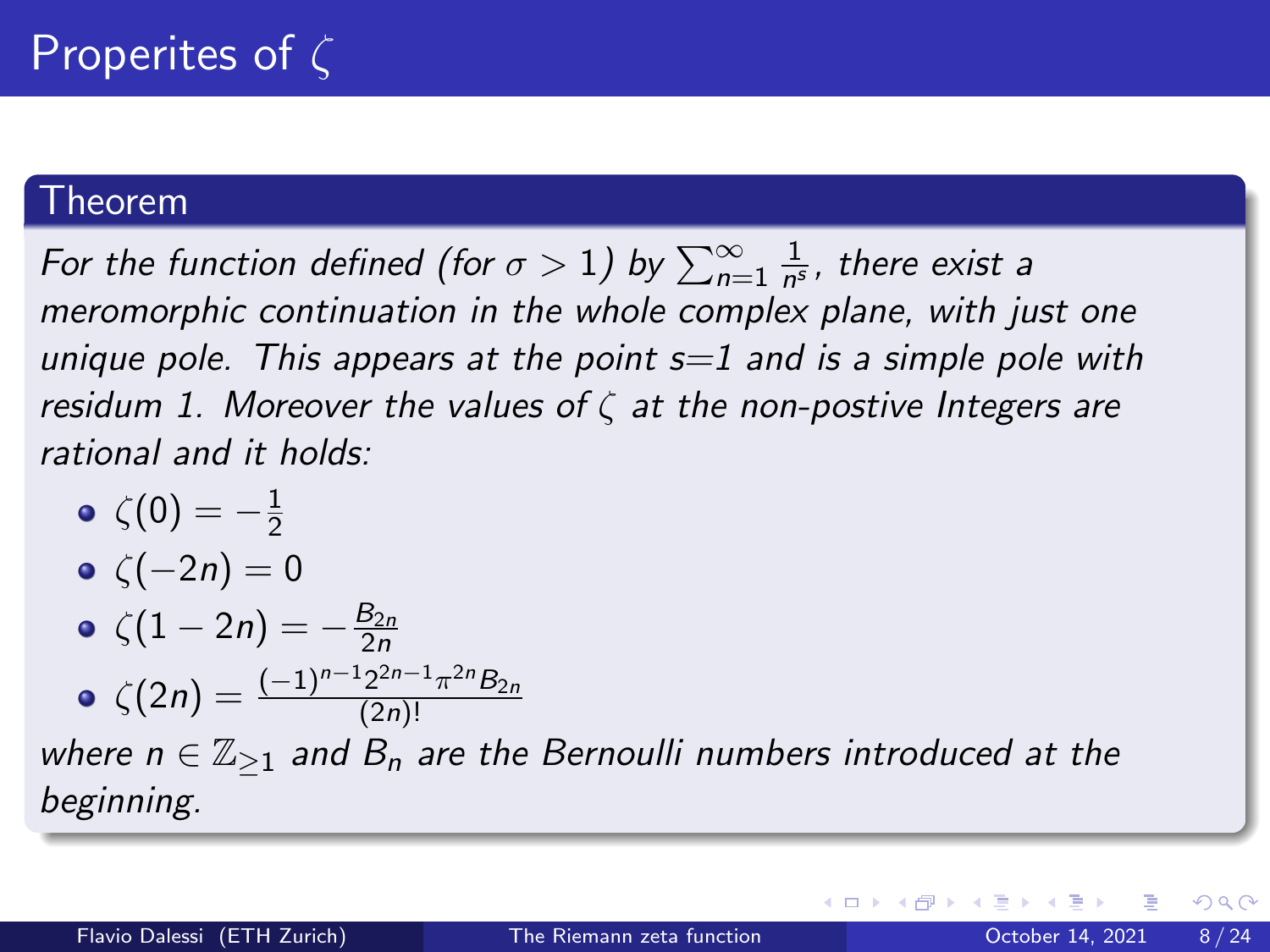# Properites of $\zeta$

**Theorem**

*For the function defined (for $\sigma > 1$) by $\sum_{n=1}^{\infty} \frac{1}{n^s}$, there exist a meromorphic continuation in the whole complex plane, with just one unique pole. This appears at the point s=1 and is a simple pole with residum 1. Moreover the values of $\zeta$ at the non-postive Integers are rational and it holds:*

- $\zeta(0) = -\frac{1}{2}$
- $\zeta(-2n) = 0$
- $\zeta(1-2n) = -\frac{B_{2n}}{2n}$
- $\zeta(2n) = \frac{(-1)^{n-1} 2^{2n-1} \pi^{2n} B_{2n}}{(2n)!}$

*where $n \in \mathbb{Z}_{\geq 1}$ and $B_n$ are the Bernoulli numbers introduced at the beginning.*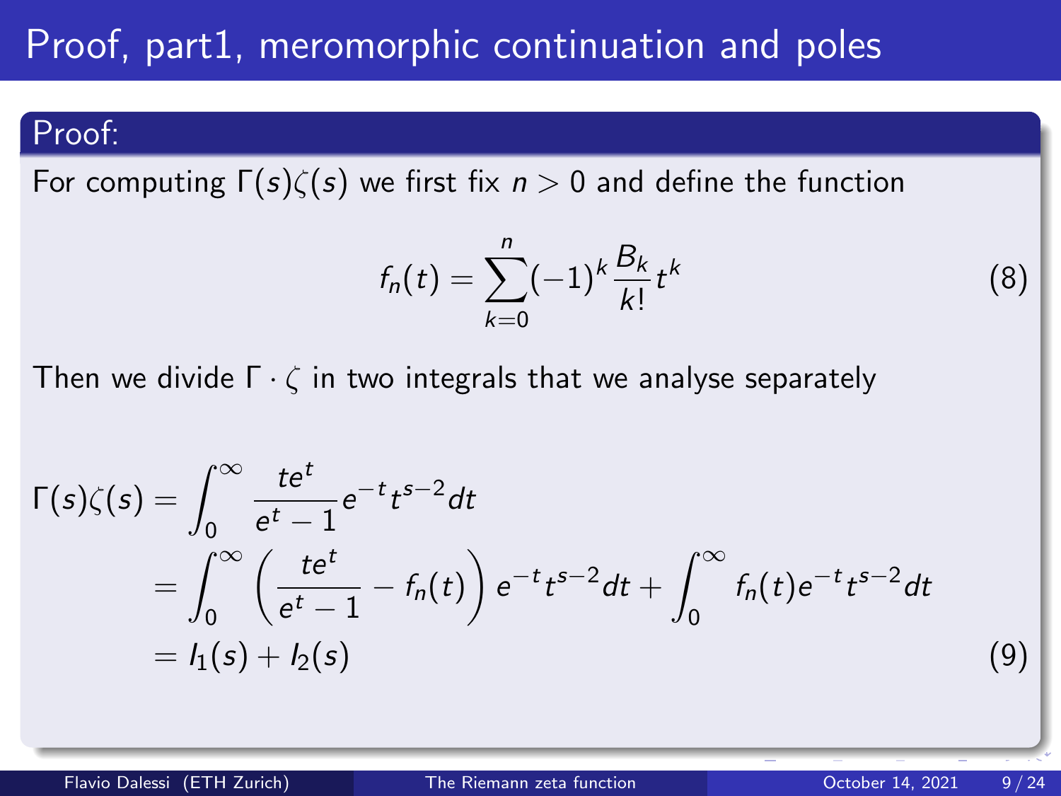# Proof, part1, meromorphic continuation and poles

**Proof:**

For computing $\Gamma(s)\zeta(s)$ we first fix $n > 0$ and define the function

$$f_n(t) = \sum_{k=0}^{n} (-1)^k \frac{B_k}{k!} t^k \tag{8}$$

Then we divide $\Gamma \cdot \zeta$ in two integrals that we analyse separately

$$\begin{aligned}
\Gamma(s)\zeta(s) &= \int_0^\infty \frac{te^t}{e^t - 1} e^{-t} t^{s-2} dt \\
&= \int_0^\infty \left( \frac{te^t}{e^t - 1} - f_n(t) \right) e^{-t} t^{s-2} dt + \int_0^\infty f_n(t) e^{-t} t^{s-2} dt \\
&= I_1(s) + I_2(s)
\end{aligned} \tag{9}$$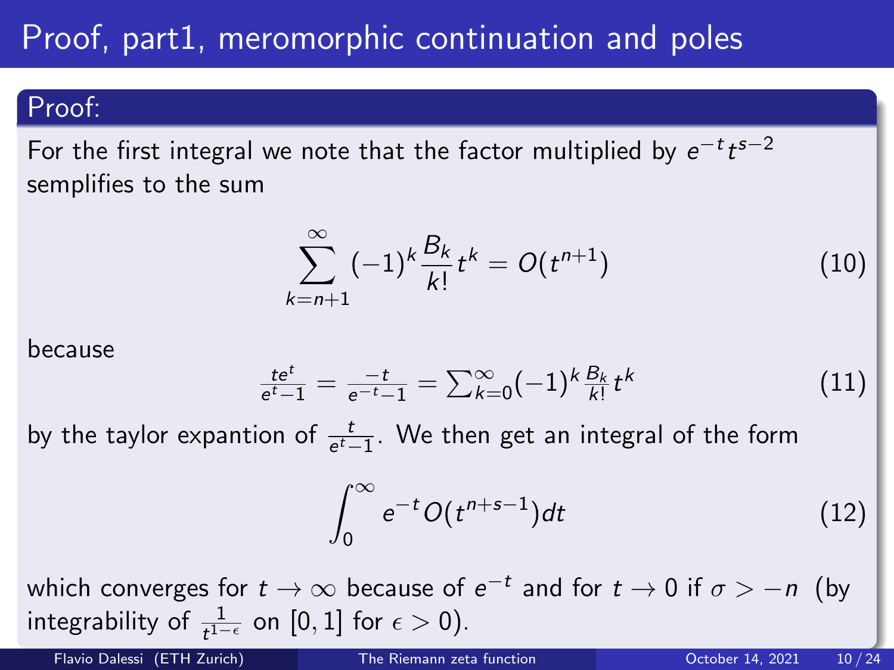# Proof, part1, meromorphic continuation and poles

## Proof:

For the first integral we note that the factor multiplied by $e^{-t}t^{s-2}$ semplifies to the sum

$$\sum_{k=n+1}^{\infty}(-1)^k\frac{B_k}{k!}t^k = O(t^{n+1}) \tag{10}$$

because

$$\frac{te^t}{e^t-1} = \frac{-t}{e^{-t}-1} = \sum_{k=0}^{\infty}(-1)^k\frac{B_k}{k!}t^k \tag{11}$$

by the taylor expantion of $\frac{t}{e^t-1}$. We then get an integral of the form

$$\int_0^{\infty} e^{-t}O(t^{n+s-1})dt \tag{12}$$

which converges for $t \to \infty$ because of $e^{-t}$ and for $t \to 0$ if $\sigma > -n$ (by integrability of $\frac{1}{t^{1-\epsilon}}$ on $[0,1]$ for $\epsilon > 0$).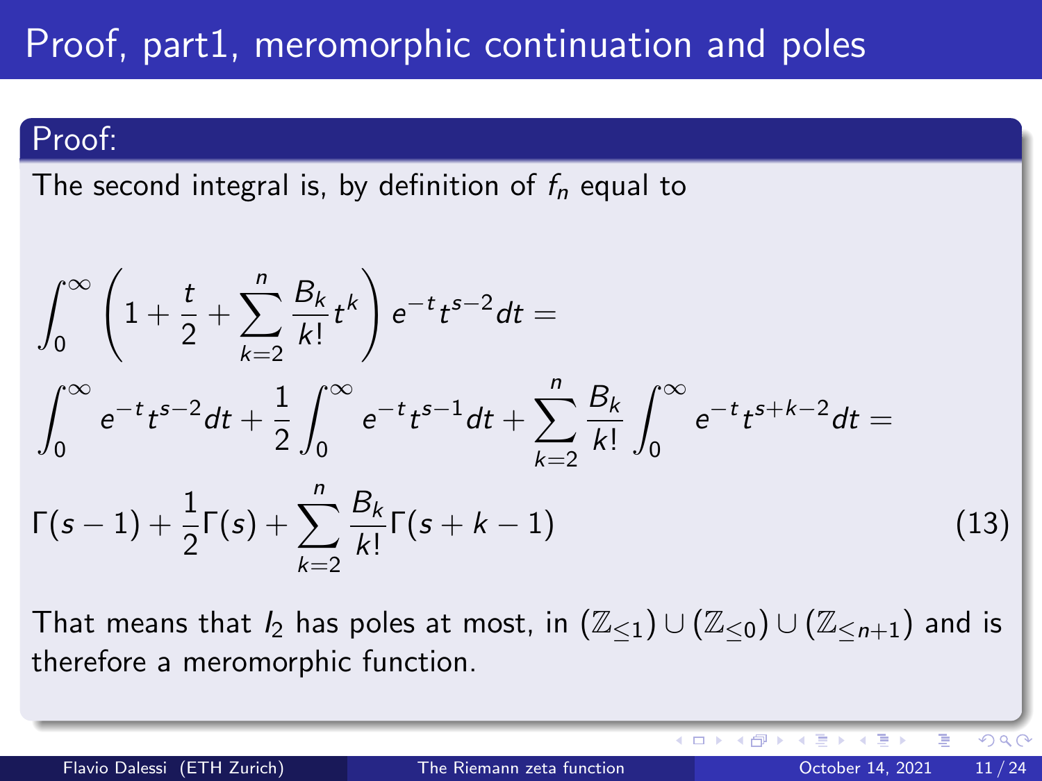# Proof, part1, meromorphic continuation and poles

**Proof:**

The second integral is, by definition of $f_n$ equal to

$$\int_0^\infty \left(1 + \frac{t}{2} + \sum_{k=2}^{n} \frac{B_k}{k!} t^k\right) e^{-t} t^{s-2} dt =$$

$$\int_0^\infty e^{-t} t^{s-2} dt + \frac{1}{2} \int_0^\infty e^{-t} t^{s-1} dt + \sum_{k=2}^{n} \frac{B_k}{k!} \int_0^\infty e^{-t} t^{s+k-2} dt =$$

$$\Gamma(s-1) + \frac{1}{2}\Gamma(s) + \sum_{k=2}^{n} \frac{B_k}{k!} \Gamma(s+k-1) \tag{13}$$

That means that $I_2$ has poles at most, in $(\mathbb{Z}_{\leq 1}) \cup (\mathbb{Z}_{\leq 0}) \cup (\mathbb{Z}_{\leq n+1})$ and is therefore a meromorphic function.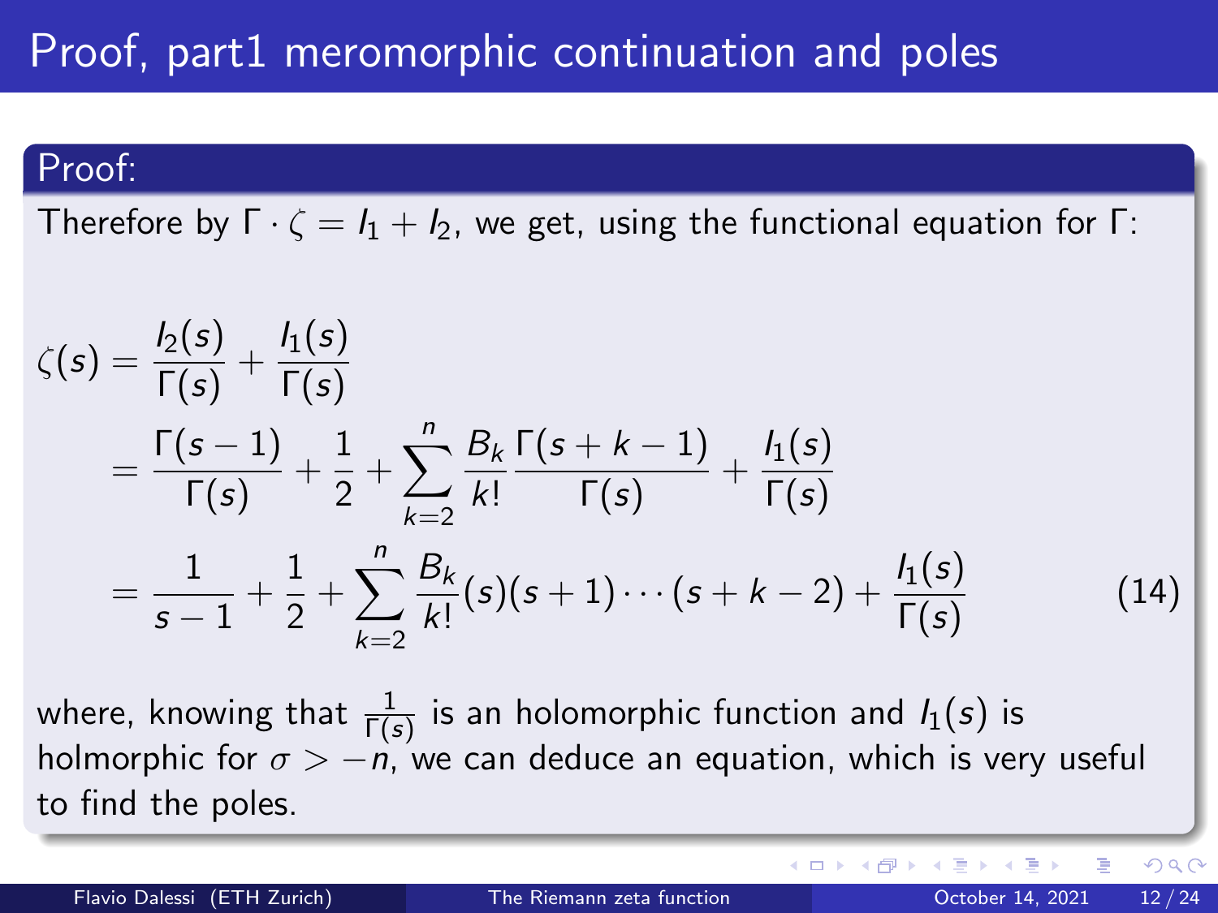# Proof, part1 meromorphic continuation and poles

**Proof:**

Therefore by $\Gamma \cdot \zeta = I_1 + I_2$, we get, using the functional equation for $\Gamma$:

$$
\begin{aligned}
\zeta(s) &= \frac{I_2(s)}{\Gamma(s)} + \frac{I_1(s)}{\Gamma(s)} \\
&= \frac{\Gamma(s-1)}{\Gamma(s)} + \frac{1}{2} + \sum_{k=2}^{n} \frac{B_k}{k!} \frac{\Gamma(s+k-1)}{\Gamma(s)} + \frac{I_1(s)}{\Gamma(s)} \\
&= \frac{1}{s-1} + \frac{1}{2} + \sum_{k=2}^{n} \frac{B_k}{k!} (s)(s+1)\cdots(s+k-2) + \frac{I_1(s)}{\Gamma(s)} \qquad (14)
\end{aligned}
$$

where, knowing that $\frac{1}{\Gamma(s)}$ is an holomorphic function and $I_1(s)$ is holmorphic for $\sigma > -n$, we can deduce an equation, which is very useful to find the poles.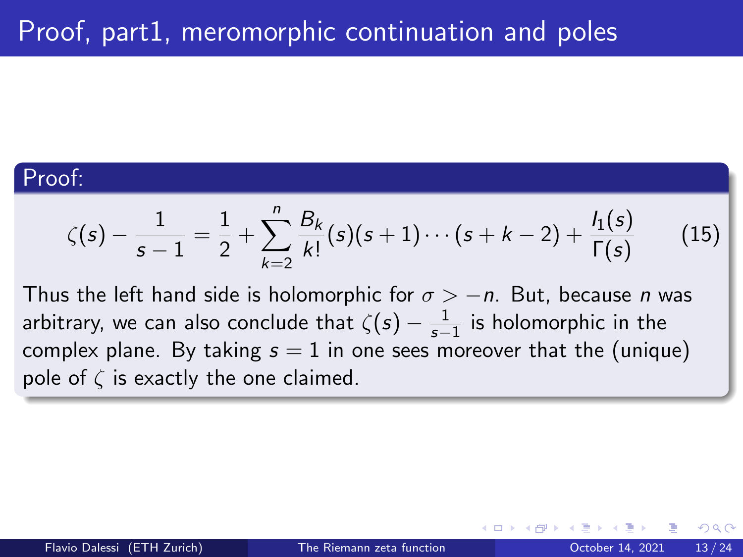# Proof, part1, meromorphic continuation and poles

**Proof:**

$$\zeta(s) - \frac{1}{s-1} = \frac{1}{2} + \sum_{k=2}^{n} \frac{B_k}{k!}(s)(s+1)\cdots(s+k-2) + \frac{I_1(s)}{\Gamma(s)} \tag{15}$$

Thus the left hand side is holomorphic for $\sigma > -n$. But, because $n$ was arbitrary, we can also conclude that $\zeta(s) - \frac{1}{s-1}$ is holomorphic in the complex plane. By taking $s = 1$ in one sees moreover that the (unique) pole of $\zeta$ is exactly the one claimed.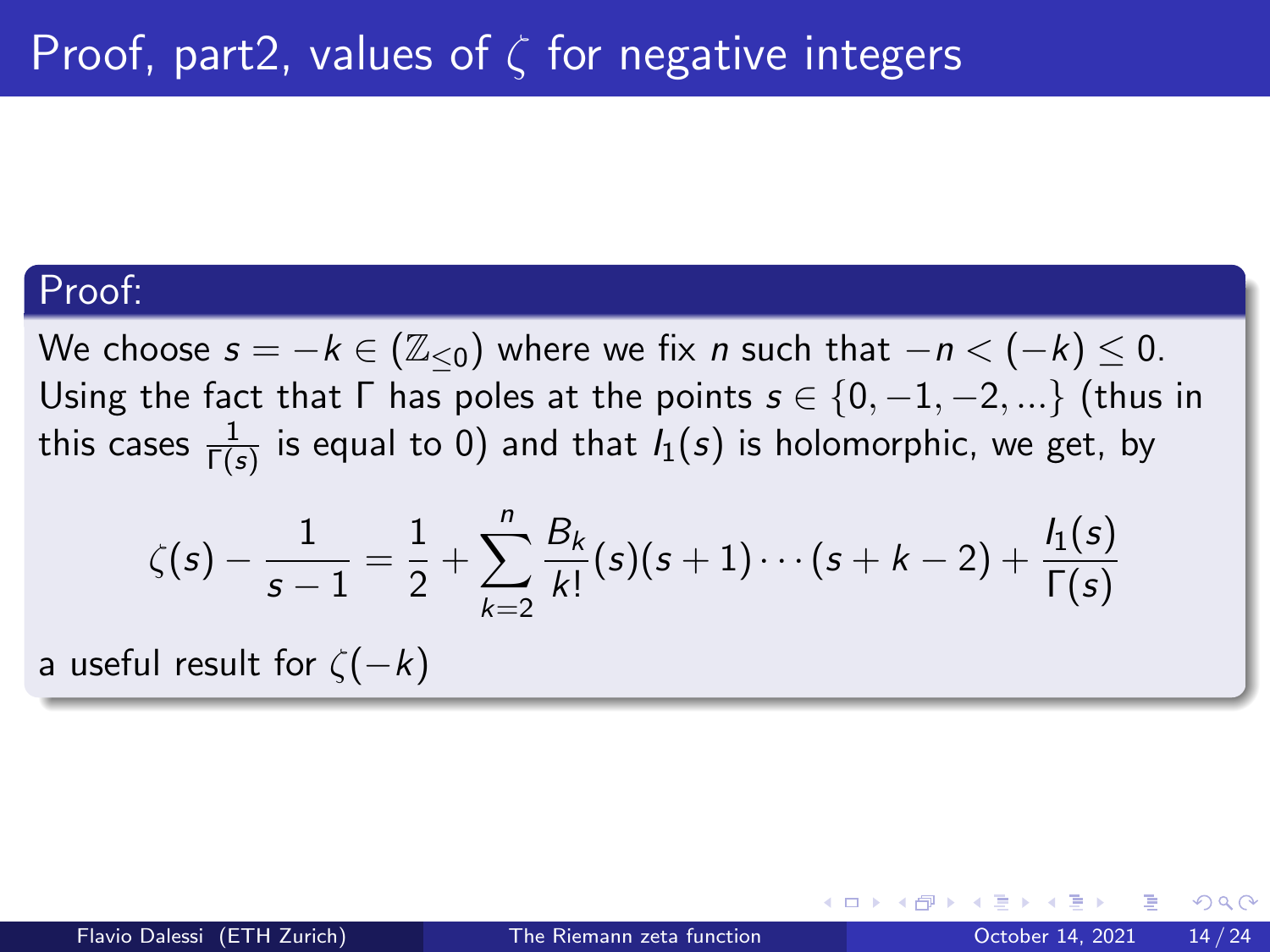# Proof, part2, values of $\zeta$ for negative integers

**Proof:**

We choose $s = -k \in (\mathbb{Z}_{\leq 0})$ where we fix $n$ such that $-n < (-k) \leq 0$. Using the fact that $\Gamma$ has poles at the points $s \in \{0, -1, -2, ...\}$ (thus in this cases $\frac{1}{\Gamma(s)}$ is equal to 0) and that $I_1(s)$ is holomorphic, we get, by

$$\zeta(s) - \frac{1}{s-1} = \frac{1}{2} + \sum_{k=2}^{n} \frac{B_k}{k!}(s)(s+1)\cdots(s+k-2) + \frac{I_1(s)}{\Gamma(s)}$$

a useful result for $\zeta(-k)$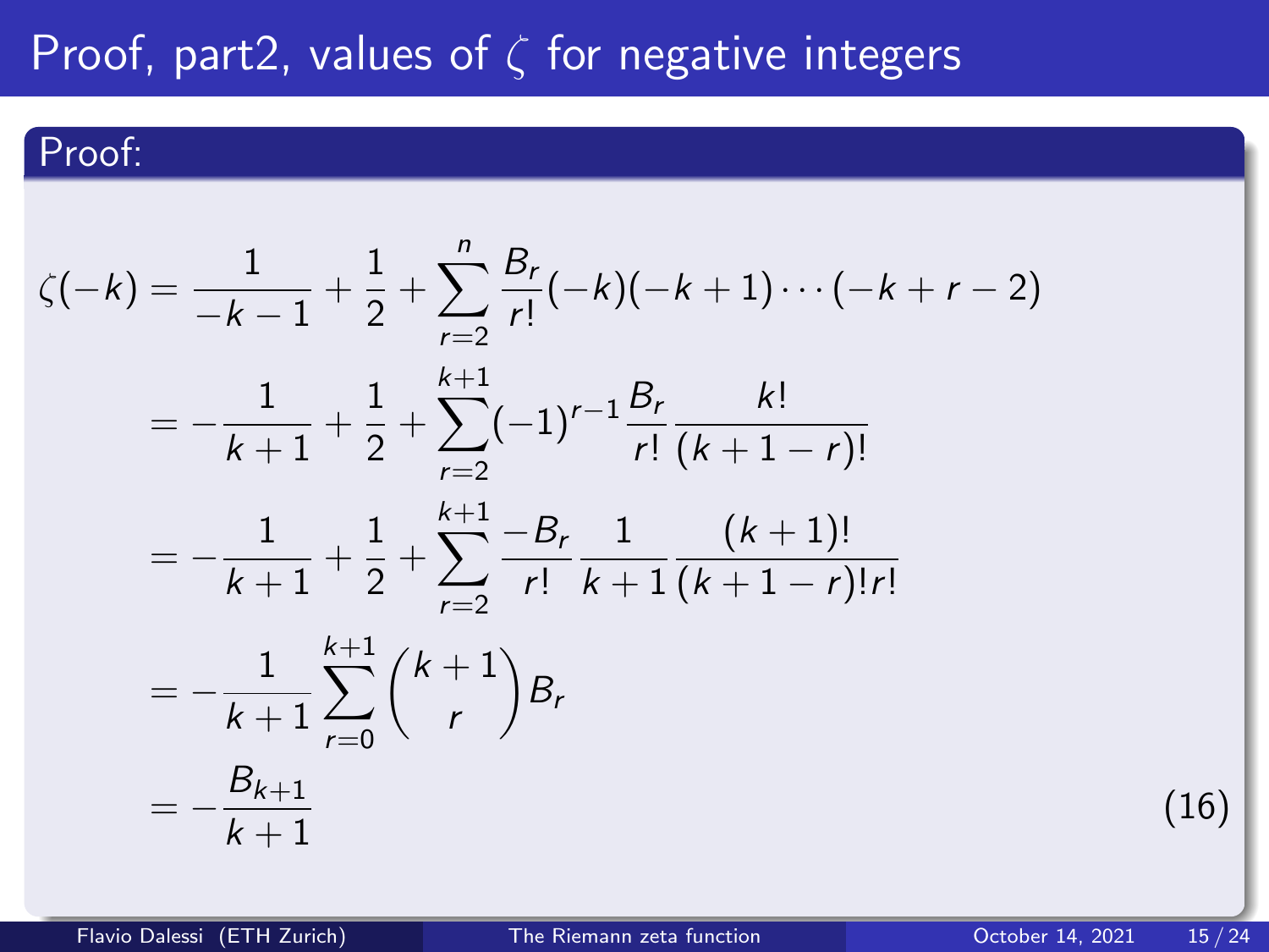# Proof, part2, values of $\zeta$ for negative integers

**Proof:**

$$
\begin{aligned}
\zeta(-k) &= \frac{1}{-k-1} + \frac{1}{2} + \sum_{r=2}^{n} \frac{B_r}{r!}(-k)(-k+1)\cdots(-k+r-2) \\
&= -\frac{1}{k+1} + \frac{1}{2} + \sum_{r=2}^{k+1} (-1)^{r-1} \frac{B_r}{r!} \frac{k!}{(k+1-r)!} \\
&= -\frac{1}{k+1} + \frac{1}{2} + \sum_{r=2}^{k+1} \frac{-B_r}{r!} \frac{1}{k+1} \frac{(k+1)!}{(k+1-r)!r!} \\
&= -\frac{1}{k+1} \sum_{r=0}^{k+1} \binom{k+1}{r} B_r \\
&= -\frac{B_{k+1}}{k+1}
\end{aligned} \tag{16}
$$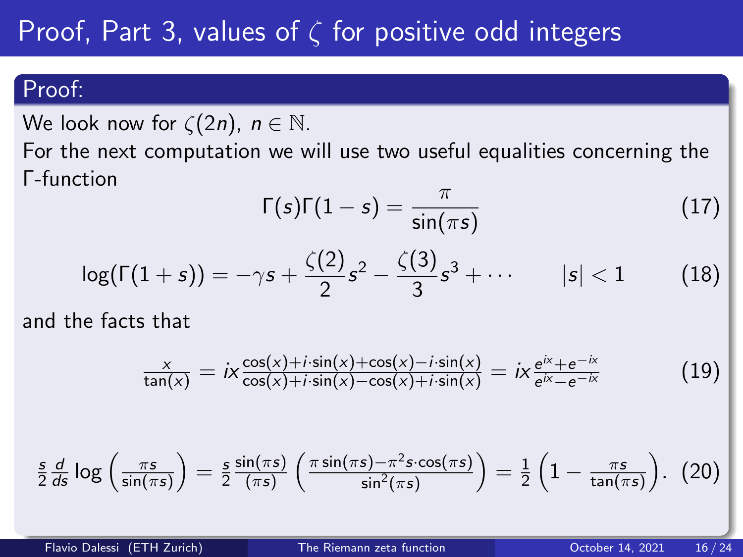# Proof, Part 3, values of $\zeta$ for positive odd integers

## Proof:

We look now for $\zeta(2n)$, $n \in \mathbb{N}$.

For the next computation we will use two useful equalities concerning the $\Gamma$-function

$$\Gamma(s)\Gamma(1-s) = \frac{\pi}{\sin(\pi s)} \tag{17}$$

$$\log(\Gamma(1+s)) = -\gamma s + \frac{\zeta(2)}{2}s^2 - \frac{\zeta(3)}{3}s^3 + \cdots \qquad |s| < 1 \tag{18}$$

and the facts that

$$\frac{x}{\tan(x)} = ix\frac{\cos(x)+i\cdot\sin(x)+\cos(x)-i\cdot\sin(x)}{\cos(x)+i\cdot\sin(x)-\cos(x)+i\cdot\sin(x)} = ix\frac{e^{ix}+e^{-ix}}{e^{ix}-e^{-ix}} \tag{19}$$

$$\frac{s}{2}\frac{d}{ds}\log\left(\frac{\pi s}{\sin(\pi s)}\right) = \frac{s}{2}\frac{\sin(\pi s)}{(\pi s)}\left(\frac{\pi\sin(\pi s)-\pi^2 s\cdot\cos(\pi s)}{\sin^2(\pi s)}\right) = \frac{1}{2}\left(1-\frac{\pi s}{\tan(\pi s)}\right). \tag{20}$$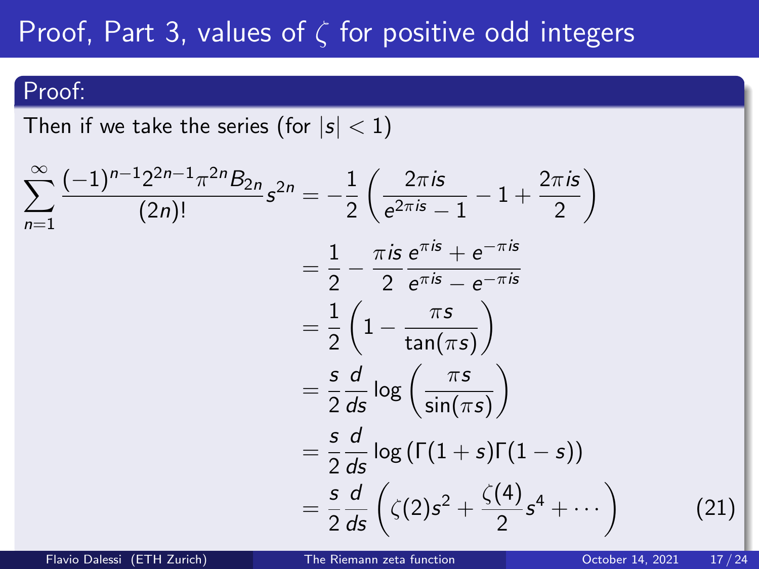# Proof, Part 3, values of $\zeta$ for positive odd integers

## Proof:

Then if we take the series (for $|s| < 1$)

$$
\begin{aligned}
\sum_{n=1}^{\infty} \frac{(-1)^{n-1} 2^{2n-1} \pi^{2n} B_{2n}}{(2n)!} s^{2n} &= -\frac{1}{2}\left(\frac{2\pi i s}{e^{2\pi i s} - 1} - 1 + \frac{2\pi i s}{2}\right) \\
&= \frac{1}{2} - \frac{\pi i s}{2} \frac{e^{\pi i s} + e^{-\pi i s}}{e^{\pi i s} - e^{-\pi i s}} \\
&= \frac{1}{2}\left(1 - \frac{\pi s}{\tan(\pi s)}\right) \\
&= \frac{s}{2} \frac{d}{ds} \log\left(\frac{\pi s}{\sin(\pi s)}\right) \\
&= \frac{s}{2} \frac{d}{ds} \log\left(\Gamma(1+s)\Gamma(1-s)\right) \\
&= \frac{s}{2} \frac{d}{ds}\left(\zeta(2) s^2 + \frac{\zeta(4)}{2} s^4 + \cdots\right) \qquad (21)
\end{aligned}
$$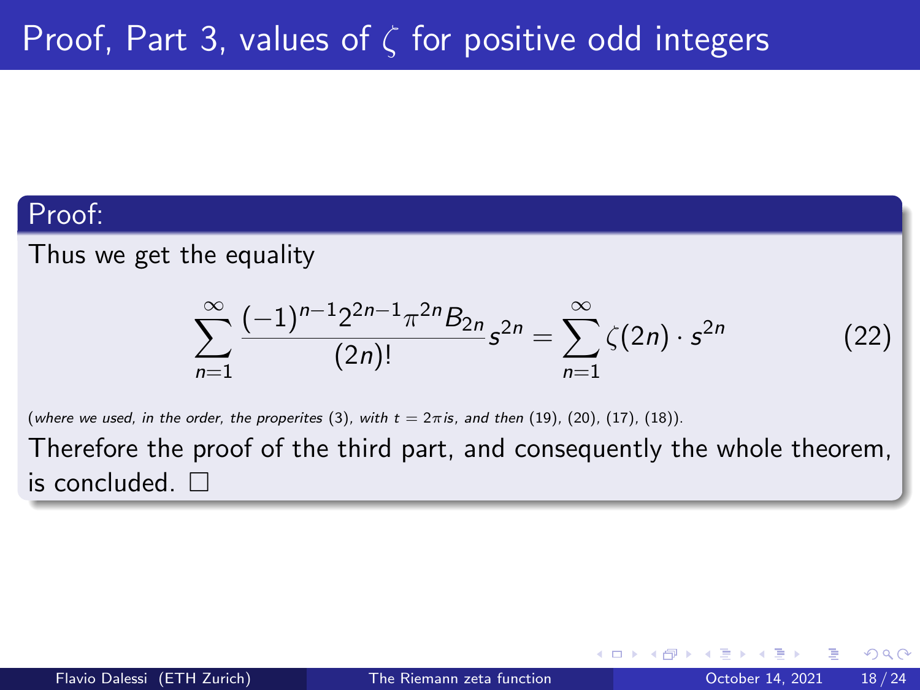# Proof, Part 3, values of $\zeta$ for positive odd integers

**Proof:**

Thus we get the equality

$$\sum_{n=1}^{\infty} \frac{(-1)^{n-1} 2^{2n-1} \pi^{2n} B_{2n}}{(2n)!} s^{2n} = \sum_{n=1}^{\infty} \zeta(2n) \cdot s^{2n} \tag{22}$$

(*where we used, in the order, the properites* (3), *with* $t = 2\pi is$, *and then* (19), (20), (17), (18)).

Therefore the proof of the third part, and consequently the whole theorem, is concluded. □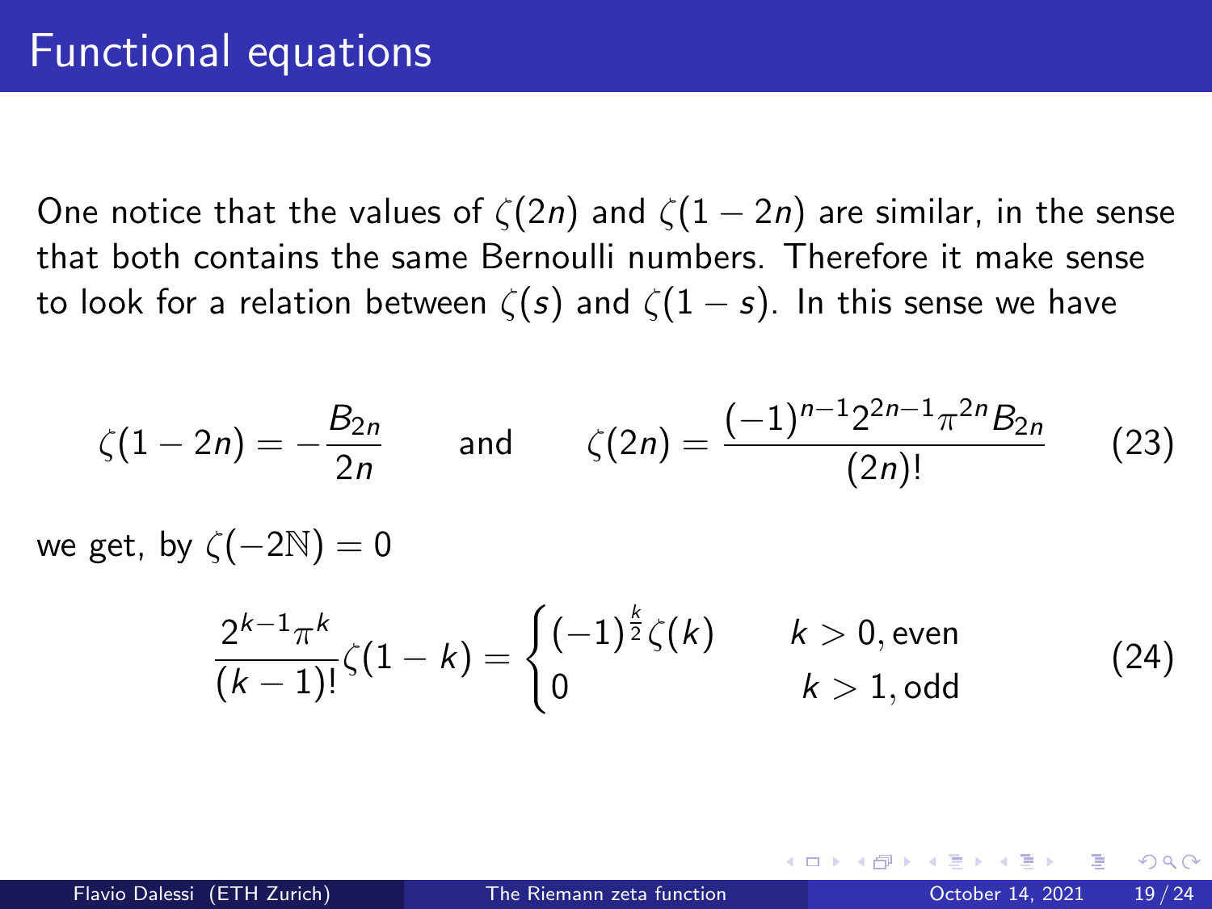# Functional equations

One notice that the values of $\zeta(2n)$ and $\zeta(1-2n)$ are similar, in the sense that both contains the same Bernoulli numbers. Therefore it make sense to look for a relation between $\zeta(s)$ and $\zeta(1-s)$. In this sense we have

$$\zeta(1-2n) = -\frac{B_{2n}}{2n} \qquad \text{and} \qquad \zeta(2n) = \frac{(-1)^{n-1}2^{2n-1}\pi^{2n}B_{2n}}{(2n)!} \tag{23}$$

we get, by $\zeta(-2\mathbb{N}) = 0$

$$\frac{2^{k-1}\pi^k}{(k-1)!}\zeta(1-k) = \begin{cases} (-1)^{\frac{k}{2}}\zeta(k) & k > 0, \text{even} \\ 0 & k > 1, \text{odd} \end{cases} \tag{24}$$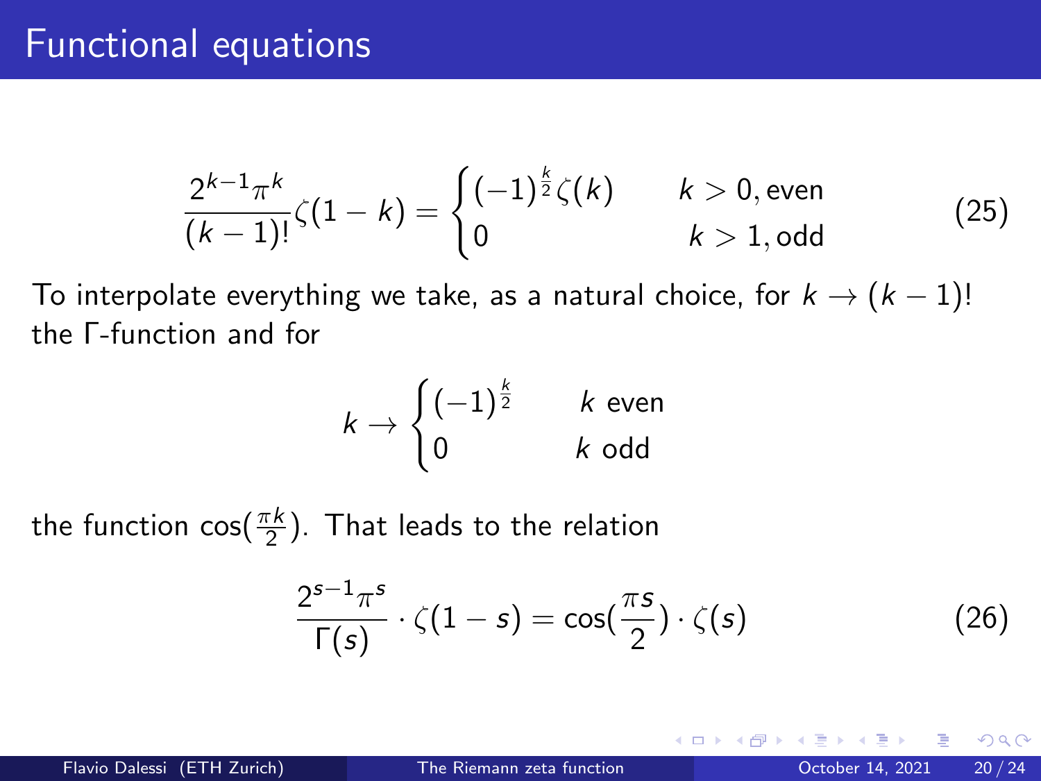# Functional equations

$$\frac{2^{k-1}\pi^k}{(k-1)!}\zeta(1-k) = \begin{cases} (-1)^{\frac{k}{2}}\zeta(k) & k > 0, \text{even} \\ 0 & k > 1, \text{odd} \end{cases} \tag{25}$$

To interpolate everything we take, as a natural choice, for $k \to (k-1)!$ the $\Gamma$-function and for

$$k \to \begin{cases} (-1)^{\frac{k}{2}} & k \text{ even} \\ 0 & k \text{ odd} \end{cases}$$

the function $\cos(\frac{\pi k}{2})$. That leads to the relation

$$\frac{2^{s-1}\pi^s}{\Gamma(s)} \cdot \zeta(1-s) = \cos(\frac{\pi s}{2}) \cdot \zeta(s) \tag{26}$$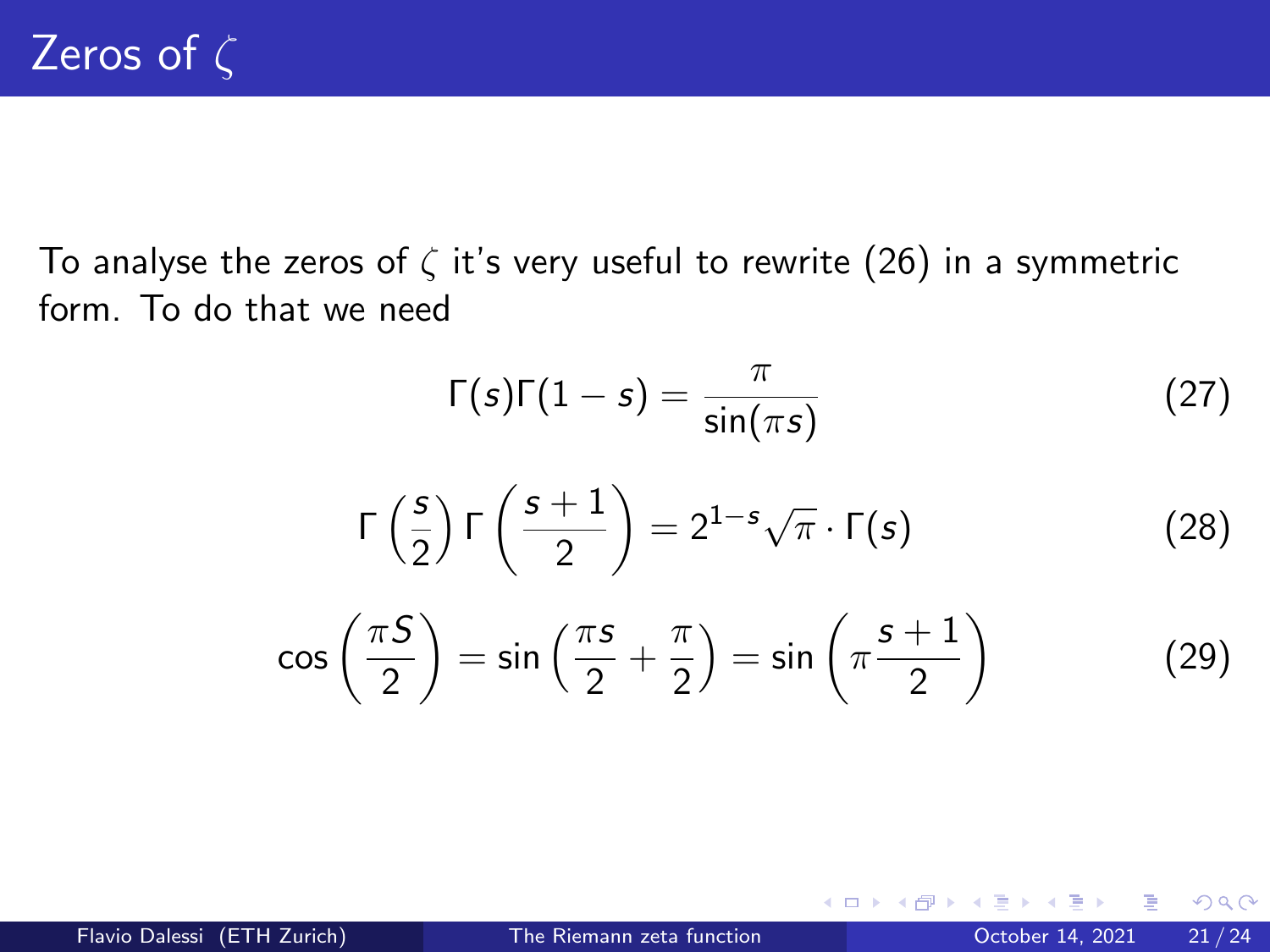# Zeros of $\zeta$

To analyse the zeros of $\zeta$ it's very useful to rewrite (26) in a symmetric form. To do that we need

$$\Gamma(s)\Gamma(1-s) = \frac{\pi}{\sin(\pi s)} \tag{27}$$

$$\Gamma\left(\frac{s}{2}\right)\Gamma\left(\frac{s+1}{2}\right) = 2^{1-s}\sqrt{\pi} \cdot \Gamma(s) \tag{28}$$

$$\cos\left(\frac{\pi S}{2}\right) = \sin\left(\frac{\pi s}{2} + \frac{\pi}{2}\right) = \sin\left(\pi \frac{s+1}{2}\right) \tag{29}$$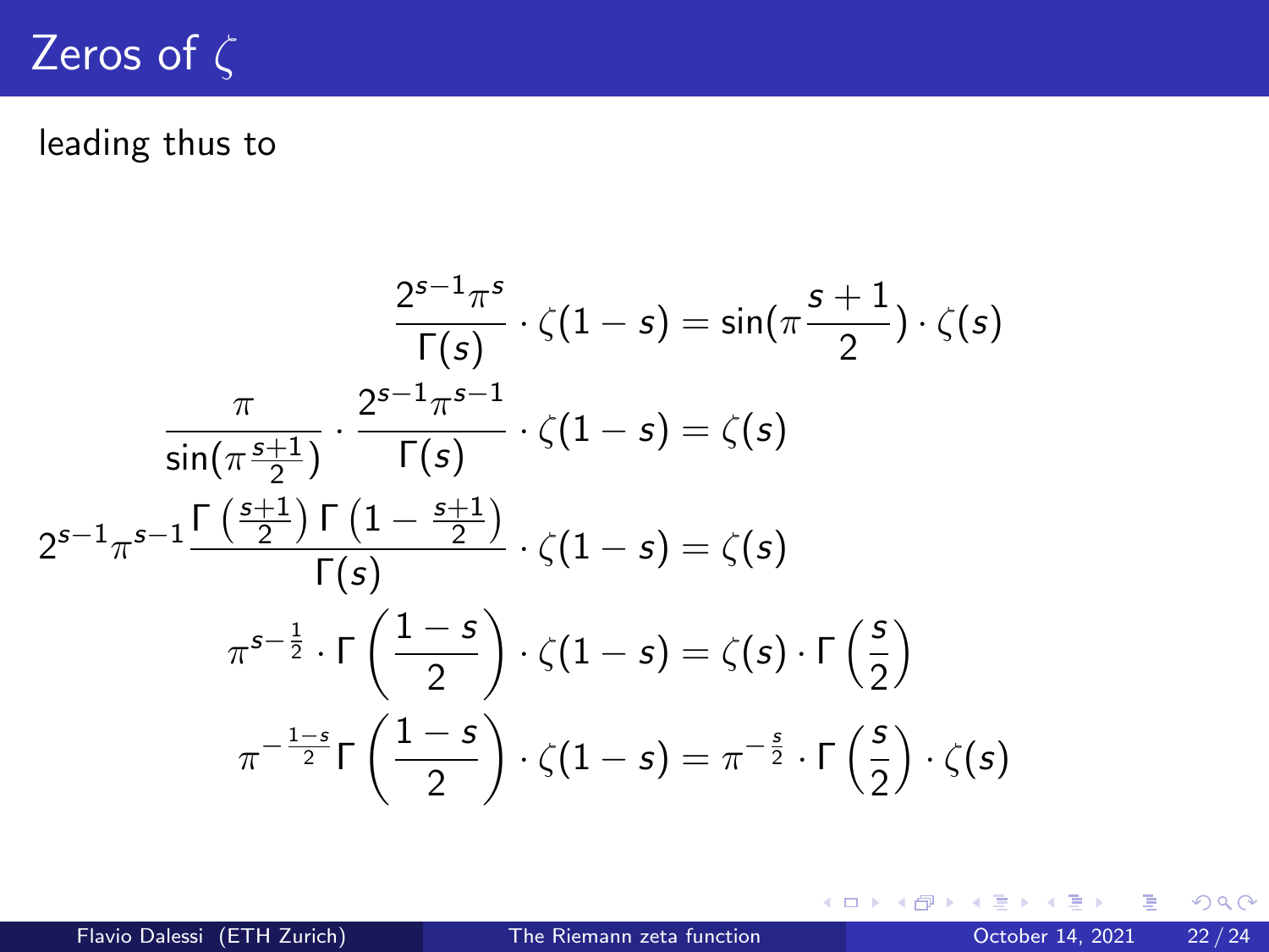# Zeros of $\zeta$

leading thus to

$$
\frac{2^{s-1}\pi^{s}}{\Gamma(s)} \cdot \zeta(1-s) = \sin(\pi\frac{s+1}{2}) \cdot \zeta(s)
$$

$$
\frac{\pi}{\sin(\pi\frac{s+1}{2})} \cdot \frac{2^{s-1}\pi^{s-1}}{\Gamma(s)} \cdot \zeta(1-s) = \zeta(s)
$$

$$
2^{s-1}\pi^{s-1}\frac{\Gamma\left(\frac{s+1}{2}\right)\Gamma\left(1-\frac{s+1}{2}\right)}{\Gamma(s)} \cdot \zeta(1-s) = \zeta(s)
$$

$$
\pi^{s-\frac{1}{2}} \cdot \Gamma\left(\frac{1-s}{2}\right) \cdot \zeta(1-s) = \zeta(s) \cdot \Gamma\left(\frac{s}{2}\right)
$$

$$
\pi^{-\frac{1-s}{2}}\Gamma\left(\frac{1-s}{2}\right) \cdot \zeta(1-s) = \pi^{-\frac{s}{2}} \cdot \Gamma\left(\frac{s}{2}\right) \cdot \zeta(s)
$$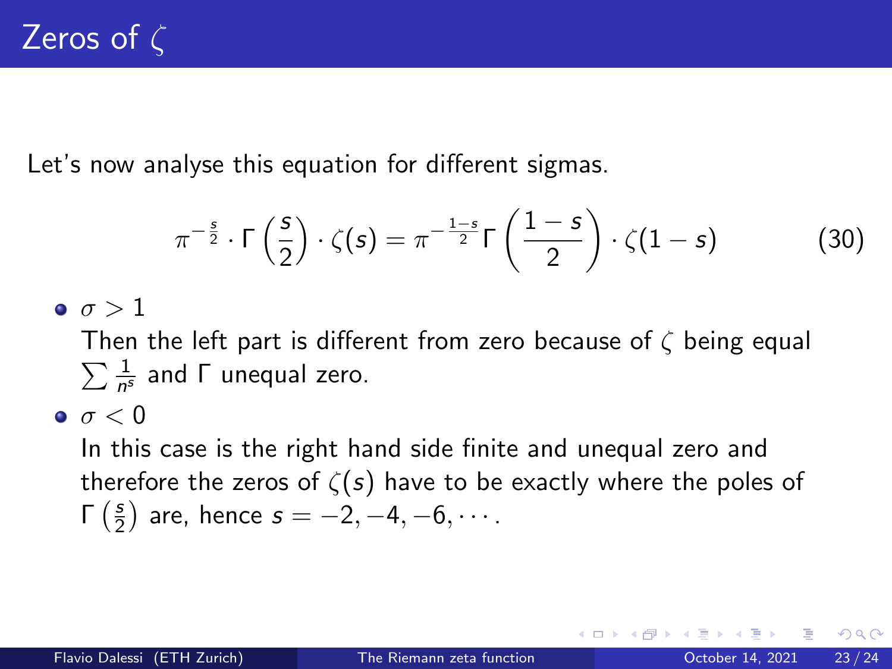# Zeros of $\zeta$

Let's now analyse this equation for different sigmas.

$$\pi^{-\frac{s}{2}} \cdot \Gamma\left(\frac{s}{2}\right) \cdot \zeta(s) = \pi^{-\frac{1-s}{2}} \Gamma\left(\frac{1-s}{2}\right) \cdot \zeta(1-s) \tag{30}$$

- $\sigma > 1$

  Then the left part is different from zero because of $\zeta$ being equal $\sum \frac{1}{n^s}$ and $\Gamma$ unequal zero.

- $\sigma < 0$

  In this case is the right hand side finite and unequal zero and therefore the zeros of $\zeta(s)$ have to be exactly where the poles of $\Gamma\left(\frac{s}{2}\right)$ are, hence $s = -2, -4, -6, \cdots$.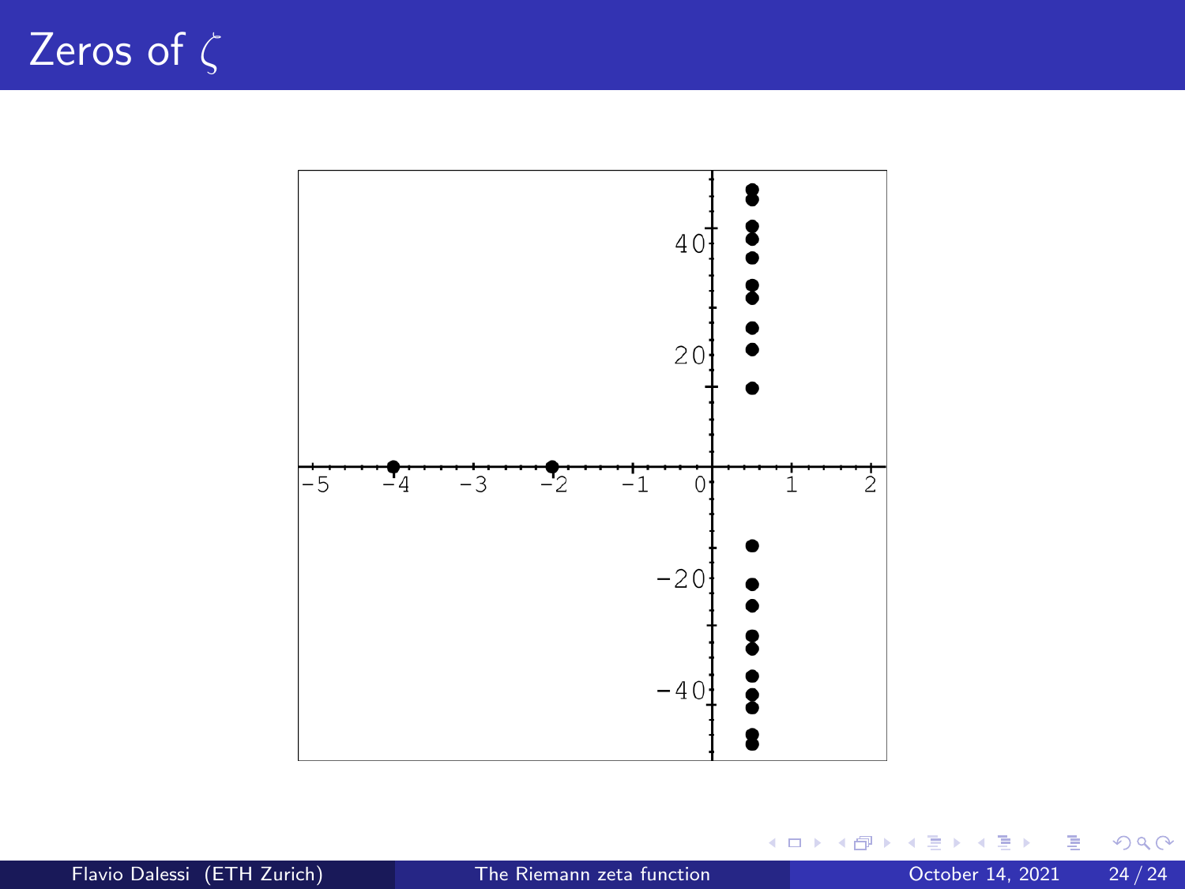# Zeros of $\zeta$

40

20

−5 −4 −3 −2 −1 0 1 2

−20

−40